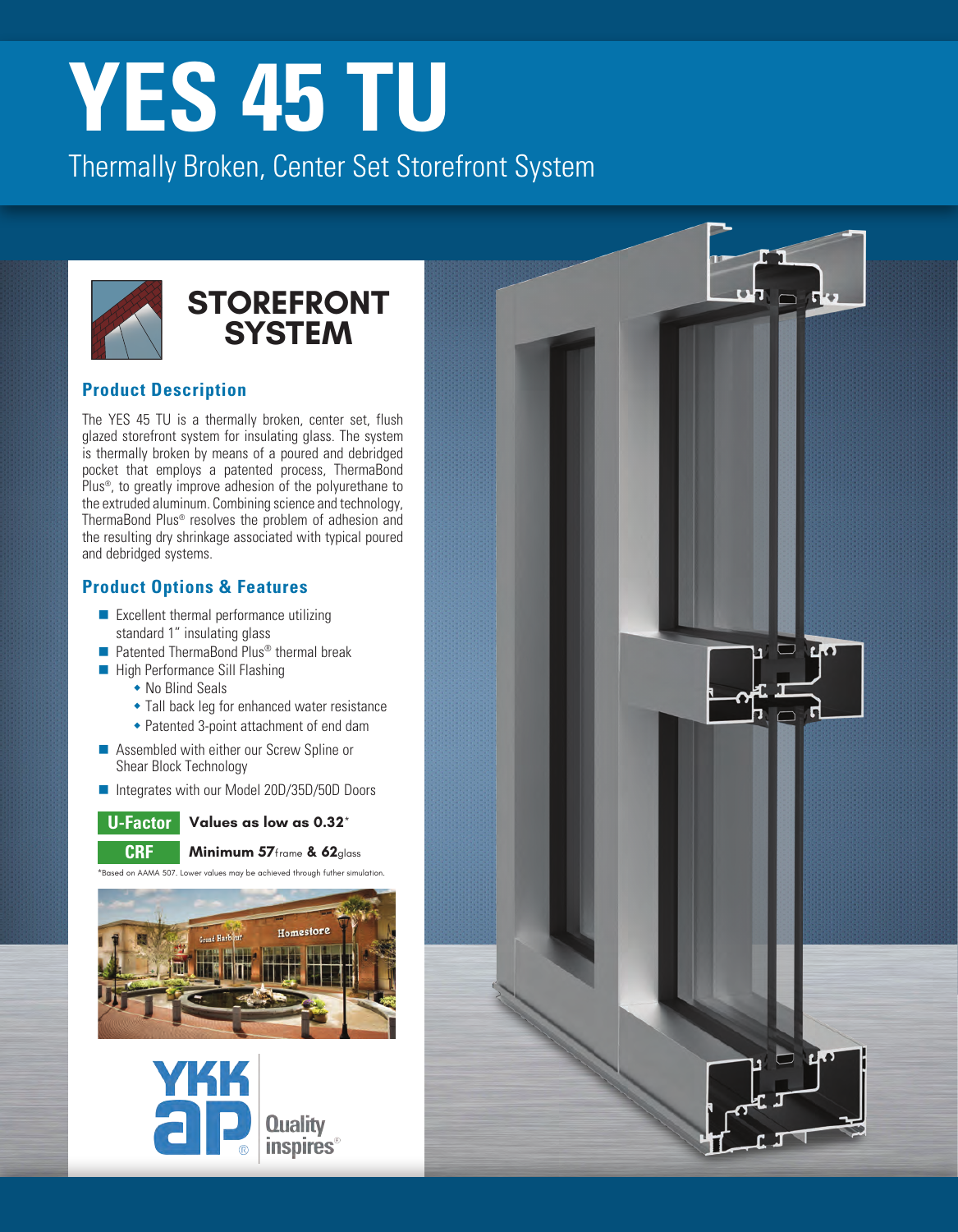# YES 45 TU

Thermally Broken, Center Set Storefront System

## STOREFRONT SYSTEM

### Product Description

The YES 45 TU is a thermally broken, center set, flush glazed storefront system for insulating glass. The system is thermally broken by means of a poured and debridged pocket that employs a patented process, ThermaBond Plus®, to greatly improve adhesion of the polyurethane to the extruded aluminum. Combining science and technology, ThermaBond Plus® resolves the problem of adhesion and the resulting dry shrinkage associated with typical poured and debridged systems.

### Product Options & Features

- Excellent thermal performance utilizing standard 1" insulating glass
- Patented ThermaBond Plus® thermal break
- High Performance Sill Flashing
  - No Blind Seals
  - Tall back leg for enhanced water resistance
  - Patented 3-point attachment of end dam
- Assembled with either our Screw Spline or Shear Block Technology
- Integrates with our Model 20D/35D/50D Doors

**U-Factor** **Values as low as 0.32***

**CRF** **Minimum 57**frame **& 62**glass

*Based on AAMA 507. Lower values may be achieved through futher simulation.

YKK ap Quality inspires®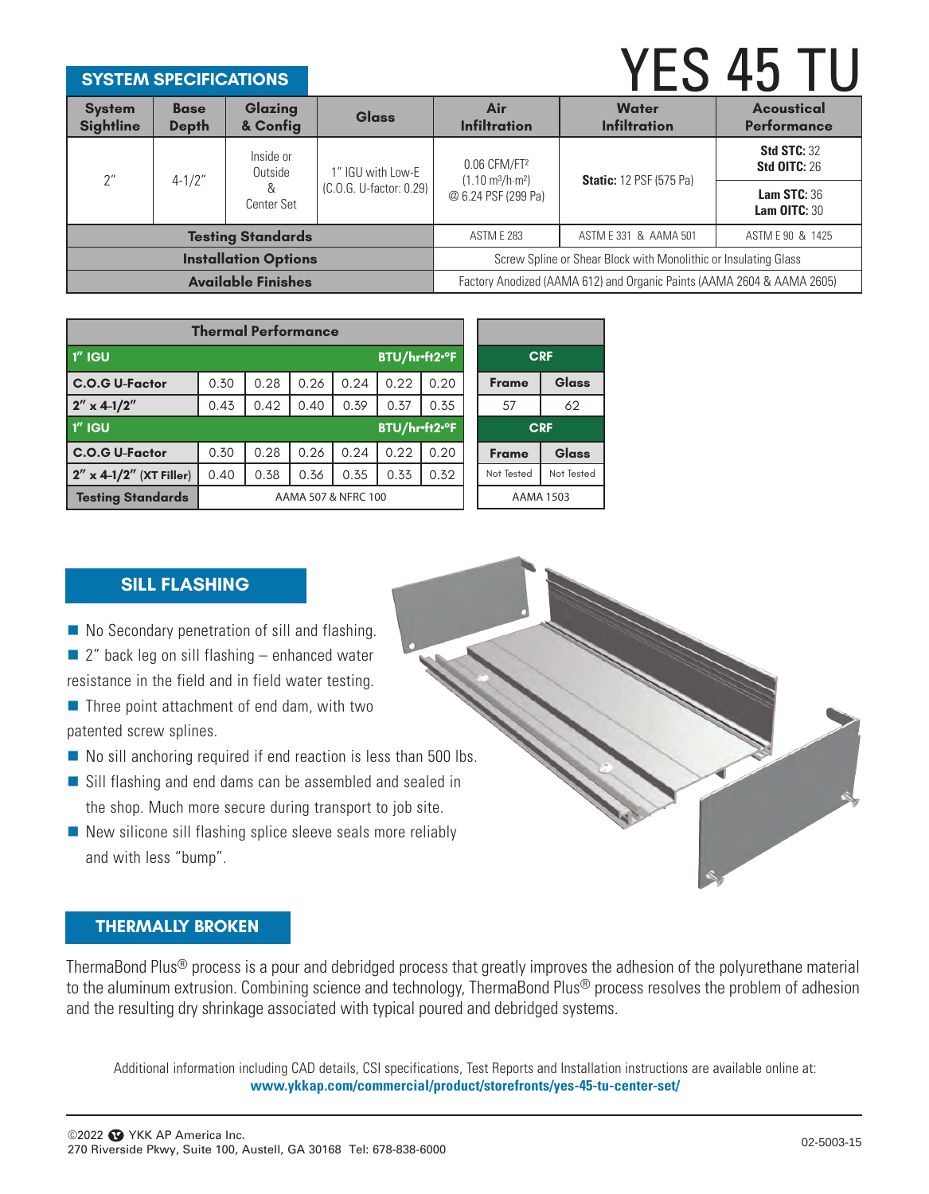# YES 45 TU

## SYSTEM SPECIFICATIONS

| System Sightline | Base Depth | Glazing & Config | Glass | Air Infiltration | Water Infiltration | Acoustical Performance |
|---|---|---|---|---|---|---|
| 2" | 4-1/2" | Inside or Outside & Center Set | 1" IGU with Low-E (C.O.G. U-factor: 0.29) | 0.06 CFM/FT² (1.10 m³/h·m²) @ 6.24 PSF (299 Pa) | **Static:** 12 PSF (575 Pa) | **Std STC:** 32 **Std OITC:** 26 |
| | | | | | | **Lam STC:** 36 **Lam OITC:** 30 |
| **Testing Standards** | | | | ASTM E 283 | ASTM E 331 & AAMA 501 | ASTM E 90 & 1425 |
| **Installation Options** | | | | Screw Spline or Shear Block with Monolithic or Insulating Glass | | |
| **Available Finishes** | | | | Factory Anodized (AAMA 612) and Organic Paints (AAMA 2604 & AAMA 2605) | | |

| Thermal Performance | | | | | | |
|---|---|---|---|---|---|---|
| **1" IGU** | BTU/hr•ft2•°F | | | | | |
| **C.O.G U-Factor** | 0.30 | 0.28 | 0.26 | 0.24 | 0.22 | 0.20 |
| **2" x 4-1/2"** | 0.43 | 0.42 | 0.40 | 0.39 | 0.37 | 0.35 |
| **1" IGU** | BTU/hr•ft2•°F | | | | | |
| **C.O.G U-Factor** | 0.30 | 0.28 | 0.26 | 0.24 | 0.22 | 0.20 |
| **2" x 4-1/2" (XT Filler)** | 0.40 | 0.38 | 0.36 | 0.35 | 0.33 | 0.32 |
| **Testing Standards** | AAMA 507 & NFRC 100 | | | | | |

| CRF | |
|---|---|
| **Frame** | **Glass** |
| 57 | 62 |
| **CRF** | |
| **Frame** | **Glass** |
| Not Tested | Not Tested |
| AAMA 1503 | |

## SILL FLASHING

- No Secondary penetration of sill and flashing.
- 2" back leg on sill flashing – enhanced water resistance in the field and in field water testing.
- Three point attachment of end dam, with two patented screw splines.
- No sill anchoring required if end reaction is less than 500 lbs.
- Sill flashing and end dams can be assembled and sealed in the shop. Much more secure during transport to job site.
- New silicone sill flashing splice sleeve seals more reliably and with less "bump".

## THERMALLY BROKEN

ThermaBond Plus® process is a pour and debridged process that greatly improves the adhesion of the polyurethane material to the aluminum extrusion. Combining science and technology, ThermaBond Plus® process resolves the problem of adhesion and the resulting dry shrinkage associated with typical poured and debridged systems.

Additional information including CAD details, CSI specifications, Test Reports and Installation instructions are available online at:
**www.ykkap.com/commercial/product/storefronts/yes-45-tu-center-set/**

©2022 YKK AP America Inc.
270 Riverside Pkwy, Suite 100, Austell, GA 30168 Tel: 678-838-6000

02-5003-15